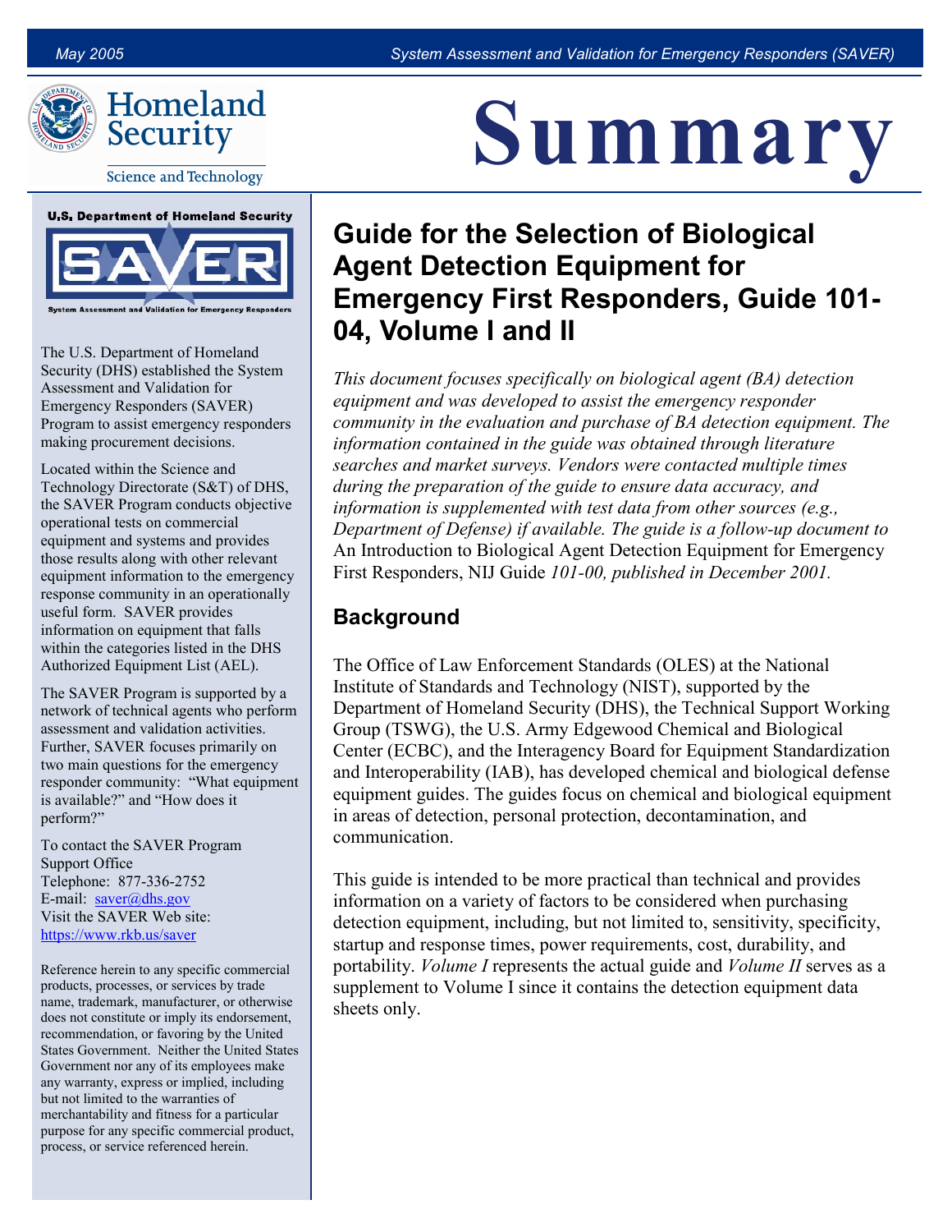# Summary

## Guide for the Selection of Biological Agent Detection Equipment for Emergency First Responders, Guide 101-04, Volume I and II

*This document focuses specifically on biological agent (BA) detection equipment and was developed to assist the emergency responder community in the evaluation and purchase of BA detection equipment. The information contained in the guide was obtained through literature searches and market surveys. Vendors were contacted multiple times during the preparation of the guide to ensure data accuracy, and information is supplemented with test data from other sources (e.g., Department of Defense) if available. The guide is a follow-up document to* An Introduction to Biological Agent Detection Equipment for Emergency First Responders, NIJ Guide *101-00, published in December 2001.*

### Background

The Office of Law Enforcement Standards (OLES) at the National Institute of Standards and Technology (NIST), supported by the Department of Homeland Security (DHS), the Technical Support Working Group (TSWG), the U.S. Army Edgewood Chemical and Biological Center (ECBC), and the Interagency Board for Equipment Standardization and Interoperability (IAB), has developed chemical and biological defense equipment guides. The guides focus on chemical and biological equipment in areas of detection, personal protection, decontamination, and communication.

This guide is intended to be more practical than technical and provides information on a variety of factors to be considered when purchasing detection equipment, including, but not limited to, sensitivity, specificity, startup and response times, power requirements, cost, durability, and portability. *Volume I* represents the actual guide and *Volume II* serves as a supplement to Volume I since it contains the detection equipment data sheets only.

---

**U.S. Department of Homeland Security**

**SAVER** — System Assessment and Validation for Emergency Responders

The U.S. Department of Homeland Security (DHS) established the System Assessment and Validation for Emergency Responders (SAVER) Program to assist emergency responders making procurement decisions.

Located within the Science and Technology Directorate (S&T) of DHS, the SAVER Program conducts objective operational tests on commercial equipment and systems and provides those results along with other relevant equipment information to the emergency response community in an operationally useful form. SAVER provides information on equipment that falls within the categories listed in the DHS Authorized Equipment List (AEL).

The SAVER Program is supported by a network of technical agents who perform assessment and validation activities. Further, SAVER focuses primarily on two main questions for the emergency responder community: "What equipment is available?" and "How does it perform?"

To contact the SAVER Program Support Office
Telephone: 877-336-2752
E-mail: saver@dhs.gov
Visit the SAVER Web site:
https://www.rkb.us/saver

Reference herein to any specific commercial products, processes, or services by trade name, trademark, manufacturer, or otherwise does not constitute or imply its endorsement, recommendation, or favoring by the United States Government. Neither the United States Government nor any of its employees make any warranty, express or implied, including but not limited to the warranties of merchantability and fitness for a particular purpose for any specific commercial product, process, or service referenced herein.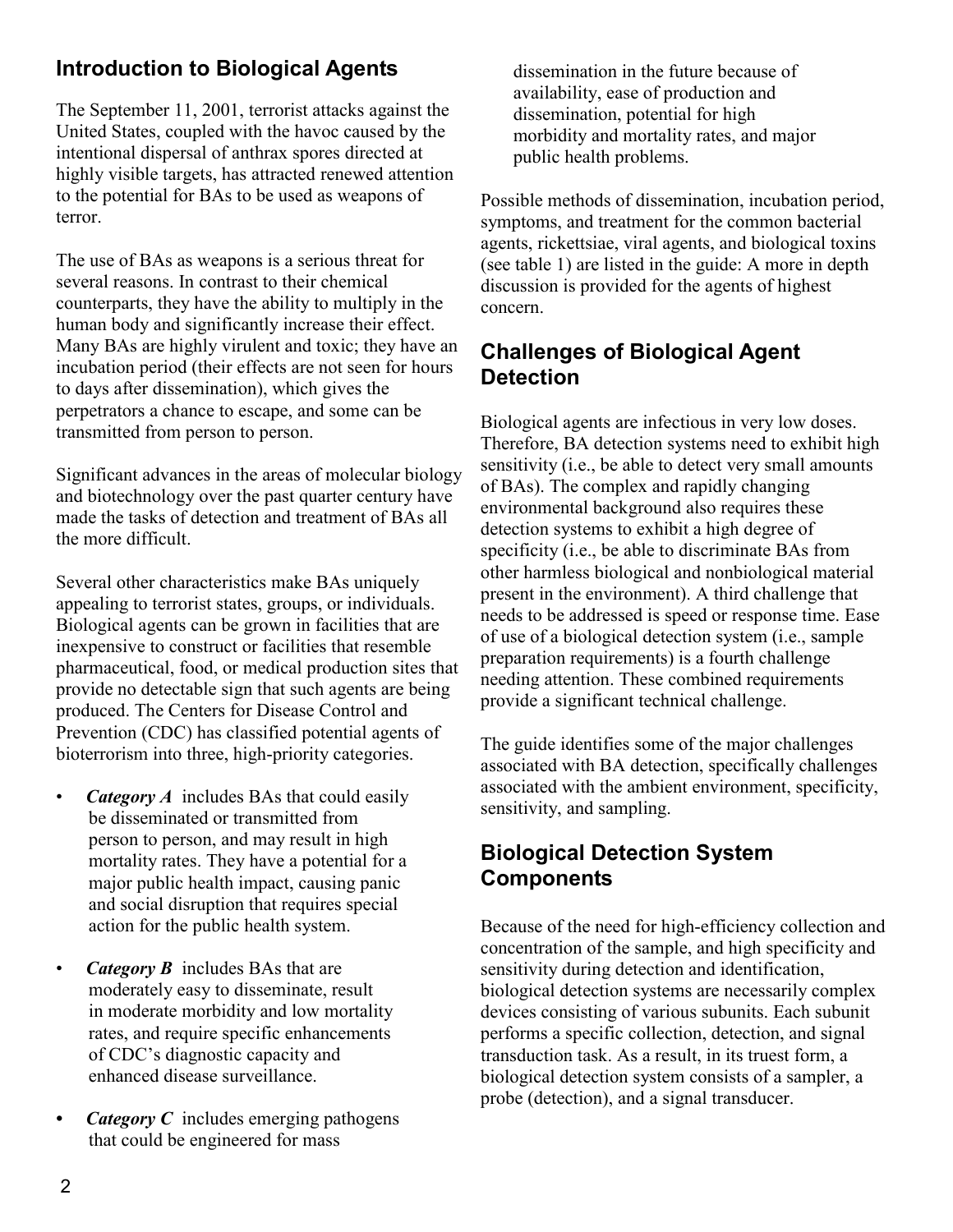## Introduction to Biological Agents

The September 11, 2001, terrorist attacks against the United States, coupled with the havoc caused by the intentional dispersal of anthrax spores directed at highly visible targets, has attracted renewed attention to the potential for BAs to be used as weapons of terror.

The use of BAs as weapons is a serious threat for several reasons. In contrast to their chemical counterparts, they have the ability to multiply in the human body and significantly increase their effect. Many BAs are highly virulent and toxic; they have an incubation period (their effects are not seen for hours to days after dissemination), which gives the perpetrators a chance to escape, and some can be transmitted from person to person.

Significant advances in the areas of molecular biology and biotechnology over the past quarter century have made the tasks of detection and treatment of BAs all the more difficult.

Several other characteristics make BAs uniquely appealing to terrorist states, groups, or individuals. Biological agents can be grown in facilities that are inexpensive to construct or facilities that resemble pharmaceutical, food, or medical production sites that provide no detectable sign that such agents are being produced. The Centers for Disease Control and Prevention (CDC) has classified potential agents of bioterrorism into three, high-priority categories.

- ***Category A*** includes BAs that could easily be disseminated or transmitted from person to person, and may result in high mortality rates. They have a potential for a major public health impact, causing panic and social disruption that requires special action for the public health system.
- ***Category B*** includes BAs that are moderately easy to disseminate, result in moderate morbidity and low mortality rates, and require specific enhancements of CDC's diagnostic capacity and enhanced disease surveillance.
- ***Category C*** includes emerging pathogens that could be engineered for mass dissemination in the future because of availability, ease of production and dissemination, potential for high morbidity and mortality rates, and major public health problems.

Possible methods of dissemination, incubation period, symptoms, and treatment for the common bacterial agents, rickettsiae, viral agents, and biological toxins (see table 1) are listed in the guide: A more in depth discussion is provided for the agents of highest concern.

## Challenges of Biological Agent Detection

Biological agents are infectious in very low doses. Therefore, BA detection systems need to exhibit high sensitivity (i.e., be able to detect very small amounts of BAs). The complex and rapidly changing environmental background also requires these detection systems to exhibit a high degree of specificity (i.e., be able to discriminate BAs from other harmless biological and nonbiological material present in the environment). A third challenge that needs to be addressed is speed or response time. Ease of use of a biological detection system (i.e., sample preparation requirements) is a fourth challenge needing attention. These combined requirements provide a significant technical challenge.

The guide identifies some of the major challenges associated with BA detection, specifically challenges associated with the ambient environment, specificity, sensitivity, and sampling.

## Biological Detection System Components

Because of the need for high-efficiency collection and concentration of the sample, and high specificity and sensitivity during detection and identification, biological detection systems are necessarily complex devices consisting of various subunits. Each subunit performs a specific collection, detection, and signal transduction task. As a result, in its truest form, a biological detection system consists of a sampler, a probe (detection), and a signal transducer.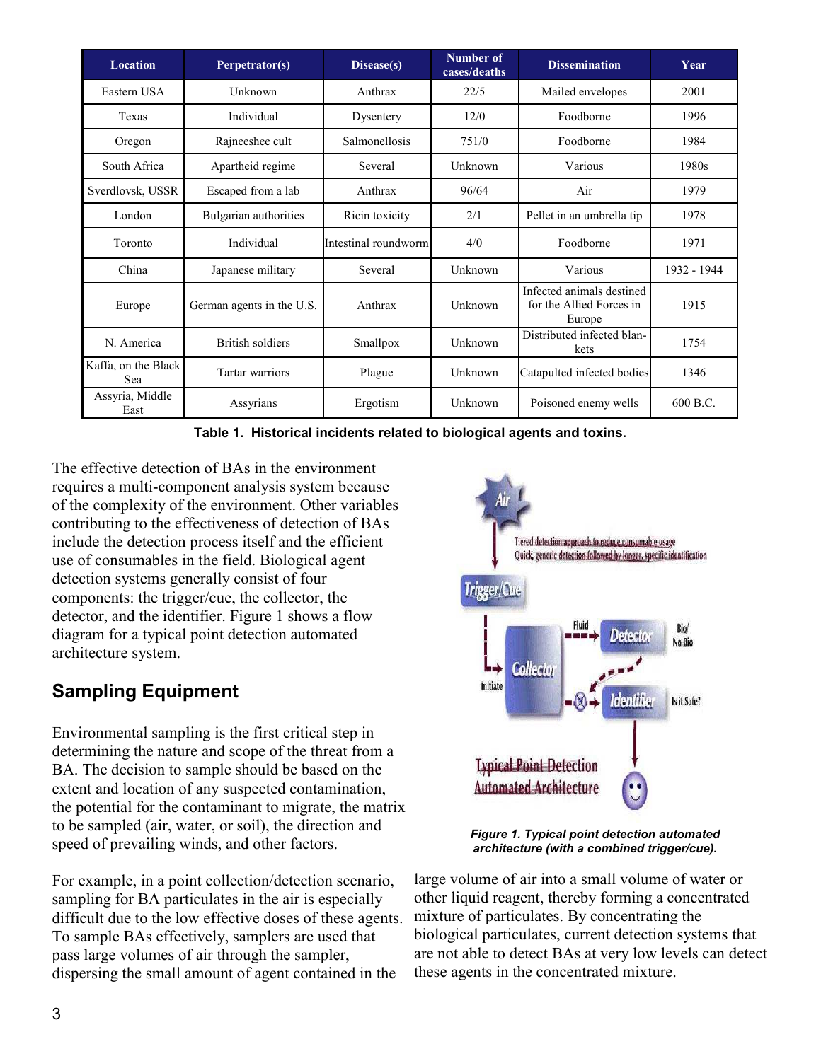| Location | Perpetrator(s) | Disease(s) | Number of cases/deaths | Dissemination | Year |
|---|---|---|---|---|---|
| Eastern USA | Unknown | Anthrax | 22/5 | Mailed envelopes | 2001 |
| Texas | Individual | Dysentery | 12/0 | Foodborne | 1996 |
| Oregon | Rajneeshee cult | Salmonellosis | 751/0 | Foodborne | 1984 |
| South Africa | Apartheid regime | Several | Unknown | Various | 1980s |
| Sverdlovsk, USSR | Escaped from a lab | Anthrax | 96/64 | Air | 1979 |
| London | Bulgarian authorities | Ricin toxicity | 2/1 | Pellet in an umbrella tip | 1978 |
| Toronto | Individual | Intestinal roundworm | 4/0 | Foodborne | 1971 |
| China | Japanese military | Several | Unknown | Various | 1932 - 1944 |
| Europe | German agents in the U.S. | Anthrax | Unknown | Infected animals destined for the Allied Forces in Europe | 1915 |
| N. America | British soldiers | Smallpox | Unknown | Distributed infected blankets | 1754 |
| Kaffa, on the Black Sea | Tartar warriors | Plague | Unknown | Catapulted infected bodies | 1346 |
| Assyria, Middle East | Assyrians | Ergotism | Unknown | Poisoned enemy wells | 600 B.C. |

**Table 1. Historical incidents related to biological agents and toxins.**

The effective detection of BAs in the environment requires a multi-component analysis system because of the complexity of the environment. Other variables contributing to the effectiveness of detection of BAs include the detection process itself and the efficient use of consumables in the field. Biological agent detection systems generally consist of four components: the trigger/cue, the collector, the detector, and the identifier. Figure 1 shows a flow diagram for a typical point detection automated architecture system.

*Figure 1. Typical point detection automated architecture (with a combined trigger/cue).*

## Sampling Equipment

Environmental sampling is the first critical step in determining the nature and scope of the threat from a BA. The decision to sample should be based on the extent and location of any suspected contamination, the potential for the contaminant to migrate, the matrix to be sampled (air, water, or soil), the direction and speed of prevailing winds, and other factors.

For example, in a point collection/detection scenario, sampling for BA particulates in the air is especially difficult due to the low effective doses of these agents. To sample BAs effectively, samplers are used that pass large volumes of air through the sampler, dispersing the small amount of agent contained in the large volume of air into a small volume of water or other liquid reagent, thereby forming a concentrated mixture of particulates. By concentrating the biological particulates, current detection systems that are not able to detect BAs at very low levels can detect these agents in the concentrated mixture.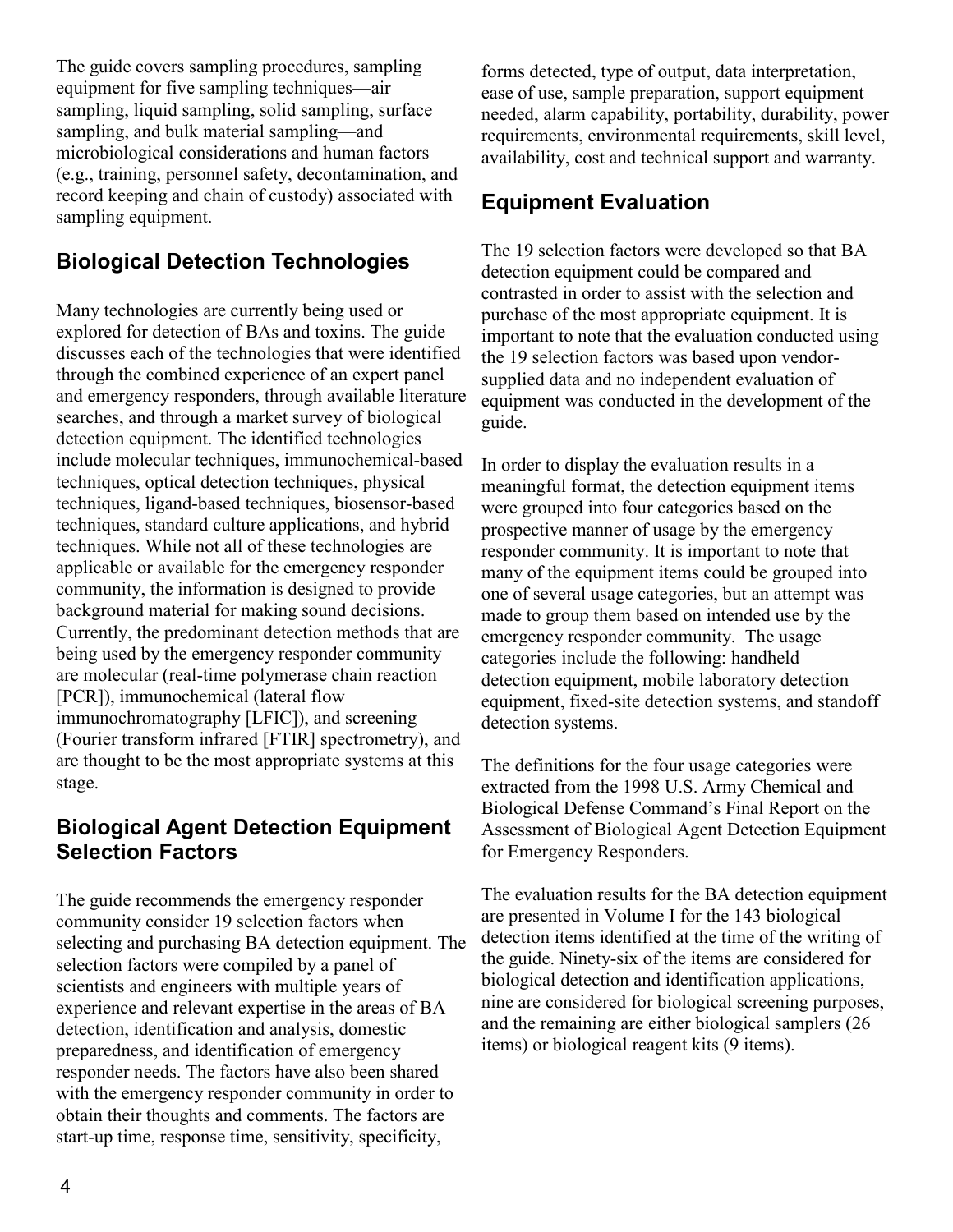The guide covers sampling procedures, sampling equipment for five sampling techniques—air sampling, liquid sampling, solid sampling, surface sampling, and bulk material sampling—and microbiological considerations and human factors (e.g., training, personnel safety, decontamination, and record keeping and chain of custody) associated with sampling equipment.

## Biological Detection Technologies

Many technologies are currently being used or explored for detection of BAs and toxins. The guide discusses each of the technologies that were identified through the combined experience of an expert panel and emergency responders, through available literature searches, and through a market survey of biological detection equipment. The identified technologies include molecular techniques, immunochemical-based techniques, optical detection techniques, physical techniques, ligand-based techniques, biosensor-based techniques, standard culture applications, and hybrid techniques. While not all of these technologies are applicable or available for the emergency responder community, the information is designed to provide background material for making sound decisions. Currently, the predominant detection methods that are being used by the emergency responder community are molecular (real-time polymerase chain reaction [PCR]), immunochemical (lateral flow immunochromatography [LFIC]), and screening (Fourier transform infrared [FTIR] spectrometry), and are thought to be the most appropriate systems at this stage.

## Biological Agent Detection Equipment Selection Factors

The guide recommends the emergency responder community consider 19 selection factors when selecting and purchasing BA detection equipment. The selection factors were compiled by a panel of scientists and engineers with multiple years of experience and relevant expertise in the areas of BA detection, identification and analysis, domestic preparedness, and identification of emergency responder needs. The factors have also been shared with the emergency responder community in order to obtain their thoughts and comments. The factors are start-up time, response time, sensitivity, specificity, forms detected, type of output, data interpretation, ease of use, sample preparation, support equipment needed, alarm capability, portability, durability, power requirements, environmental requirements, skill level, availability, cost and technical support and warranty.

## Equipment Evaluation

The 19 selection factors were developed so that BA detection equipment could be compared and contrasted in order to assist with the selection and purchase of the most appropriate equipment. It is important to note that the evaluation conducted using the 19 selection factors was based upon vendor-supplied data and no independent evaluation of equipment was conducted in the development of the guide.

In order to display the evaluation results in a meaningful format, the detection equipment items were grouped into four categories based on the prospective manner of usage by the emergency responder community. It is important to note that many of the equipment items could be grouped into one of several usage categories, but an attempt was made to group them based on intended use by the emergency responder community. The usage categories include the following: handheld detection equipment, mobile laboratory detection equipment, fixed-site detection systems, and standoff detection systems.

The definitions for the four usage categories were extracted from the 1998 U.S. Army Chemical and Biological Defense Command's Final Report on the Assessment of Biological Agent Detection Equipment for Emergency Responders.

The evaluation results for the BA detection equipment are presented in Volume I for the 143 biological detection items identified at the time of the writing of the guide. Ninety-six of the items are considered for biological detection and identification applications, nine are considered for biological screening purposes, and the remaining are either biological samplers (26 items) or biological reagent kits (9 items).